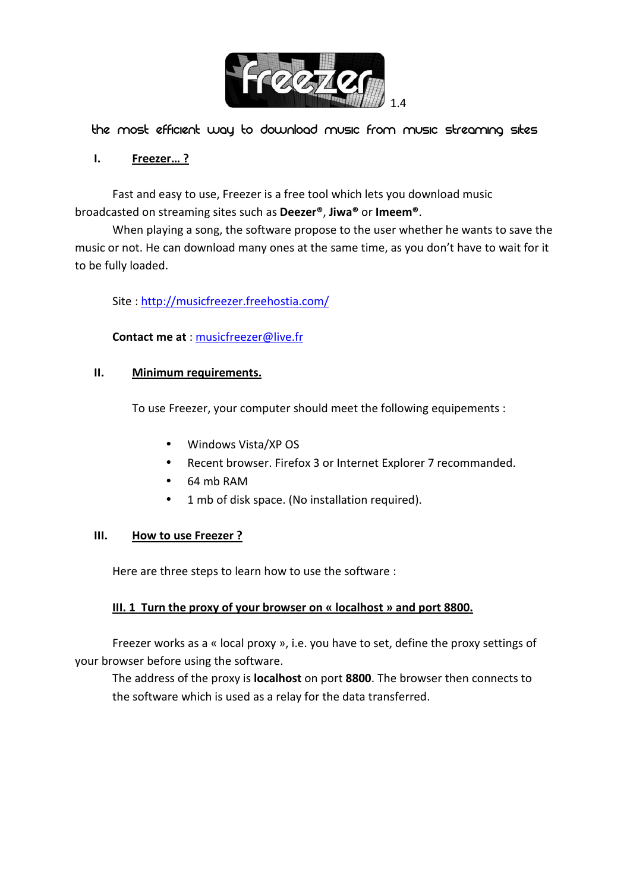# Freezer 1.4

the most efficient way to download music from music streaming sites

## I. Freezer… ?

Fast and easy to use, Freezer is a free tool which lets you download music broadcasted on streaming sites such as **Deezer®**, **Jiwa®** or **Imeem®**.

When playing a song, the software propose to the user whether he wants to save the music or not. He can download many ones at the same time, as you don't have to wait for it to be fully loaded.

Site : http://musicfreezer.freehostia.com/

**Contact me at** : musicfreezer@live.fr

## II. Minimum requirements.

To use Freezer, your computer should meet the following equipements :

- Windows Vista/XP OS
- Recent browser. Firefox 3 or Internet Explorer 7 recommanded.
- 64 mb RAM
- 1 mb of disk space. (No installation required).

## III. How to use Freezer ?

Here are three steps to learn how to use the software :

### III. 1 Turn the proxy of your browser on « localhost » and port 8800.

Freezer works as a « local proxy », i.e. you have to set, define the proxy settings of your browser before using the software.

The address of the proxy is **localhost** on port **8800**. The browser then connects to the software which is used as a relay for the data transferred.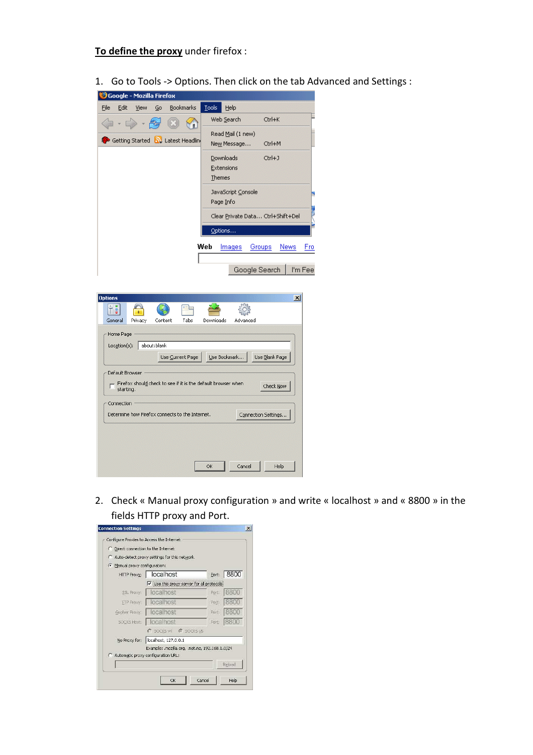**<u>To define the proxy</u>** under firefox :

1. Go to Tools -> Options. Then click on the tab Advanced and Settings :

2. Check « Manual proxy configuration » and write « localhost » and « 8800 » in the fields HTTP proxy and Port.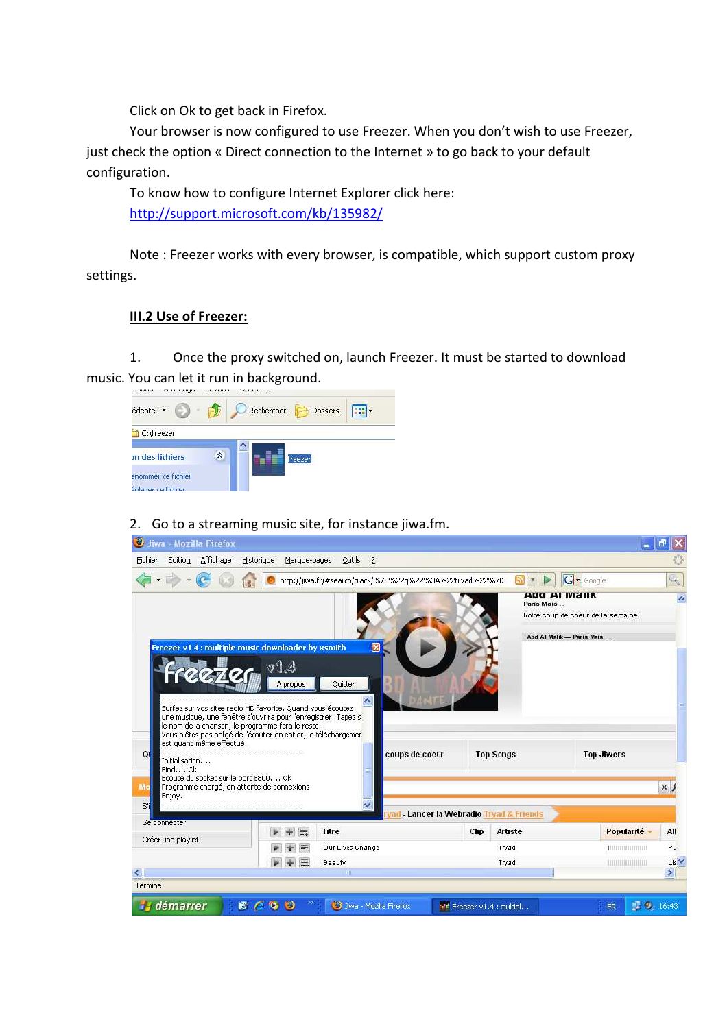Click on Ok to get back in Firefox.

Your browser is now configured to use Freezer. When you don't wish to use Freezer, just check the option « Direct connection to the Internet » to go back to your default configuration.

To know how to configure Internet Explorer click here: [http://support.microsoft.com/kb/135982/](http://support.microsoft.com/kb/135982/)

Note : Freezer works with every browser, is compatible, which support custom proxy settings.

## III.2 Use of Freezer:

1. Once the proxy switched on, launch Freezer. It must be started to download music. You can let it run in background.

2. Go to a streaming music site, for instance jiwa.fm.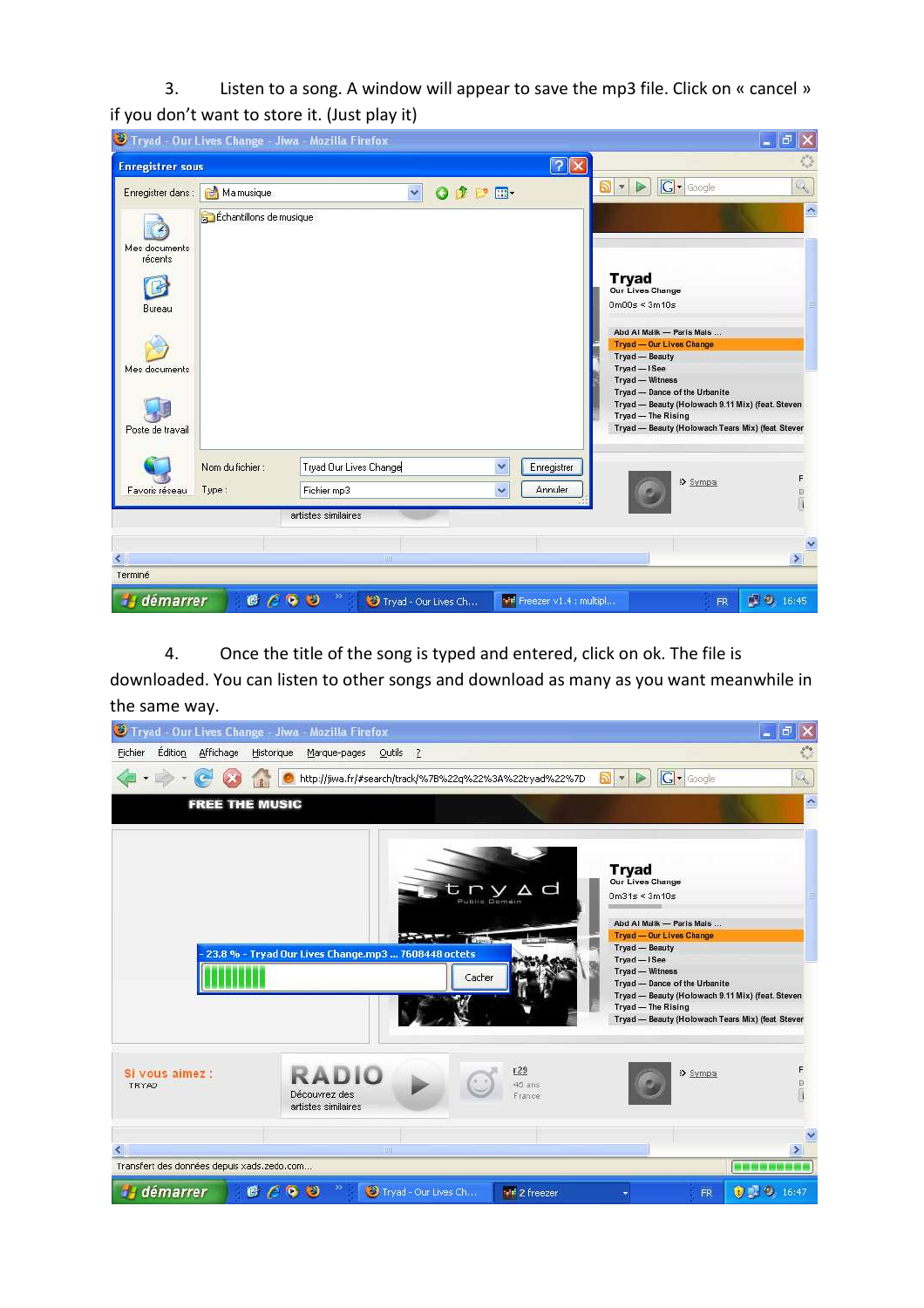3. Listen to a song. A window will appear to save the mp3 file. Click on « cancel » if you don't want to store it. (Just play it)

4. Once the title of the song is typed and entered, click on ok. The file is downloaded. You can listen to other songs and download as many as you want meanwhile in the same way.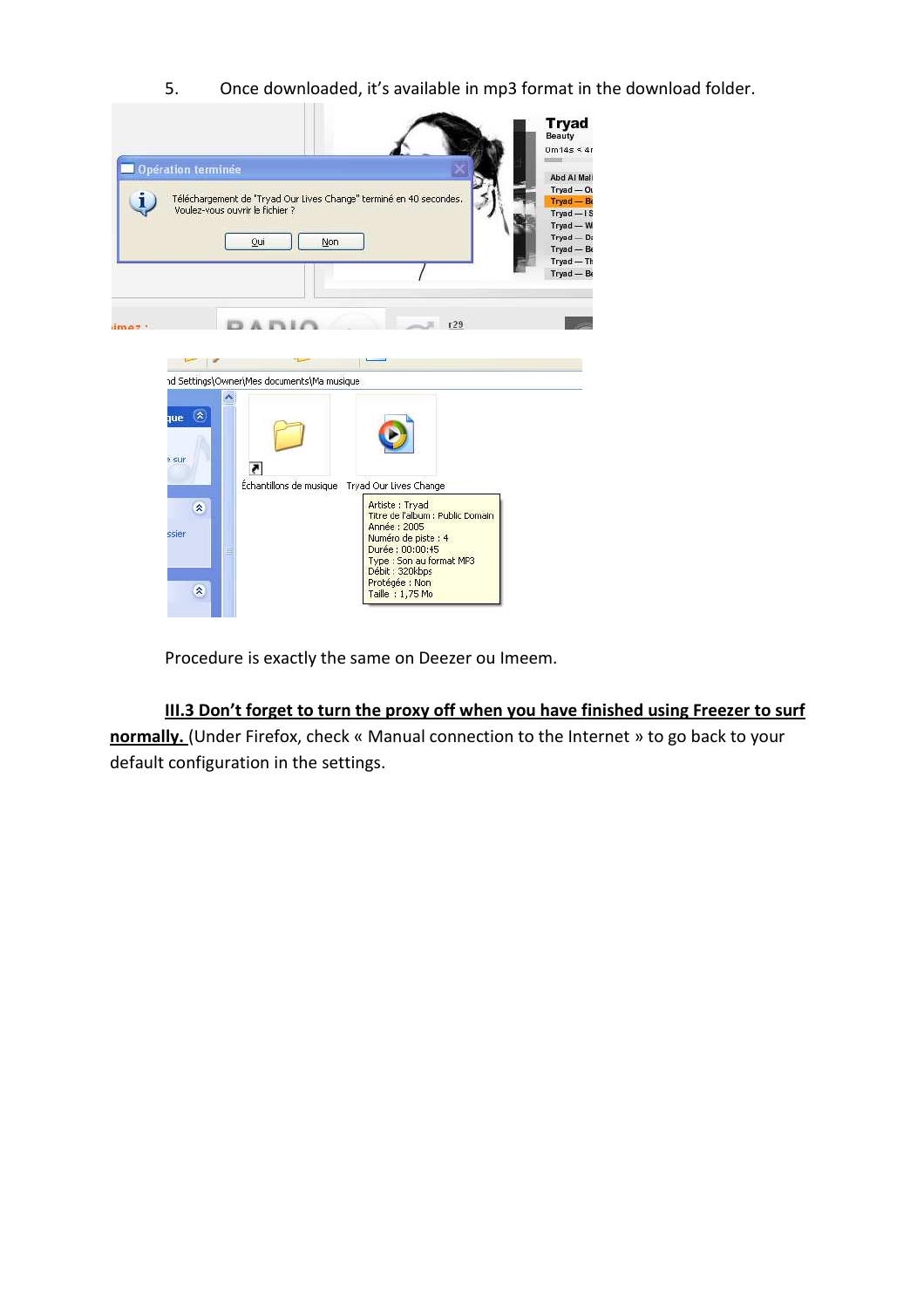5. Once downloaded, it's available in mp3 format in the download folder.

Procedure is exactly the same on Deezer ou Imeem.

**III.3 Don't forget to turn the proxy off when you have finished using Freezer to surf normally.** (Under Firefox, check « Manual connection to the Internet » to go back to your default configuration in the settings.